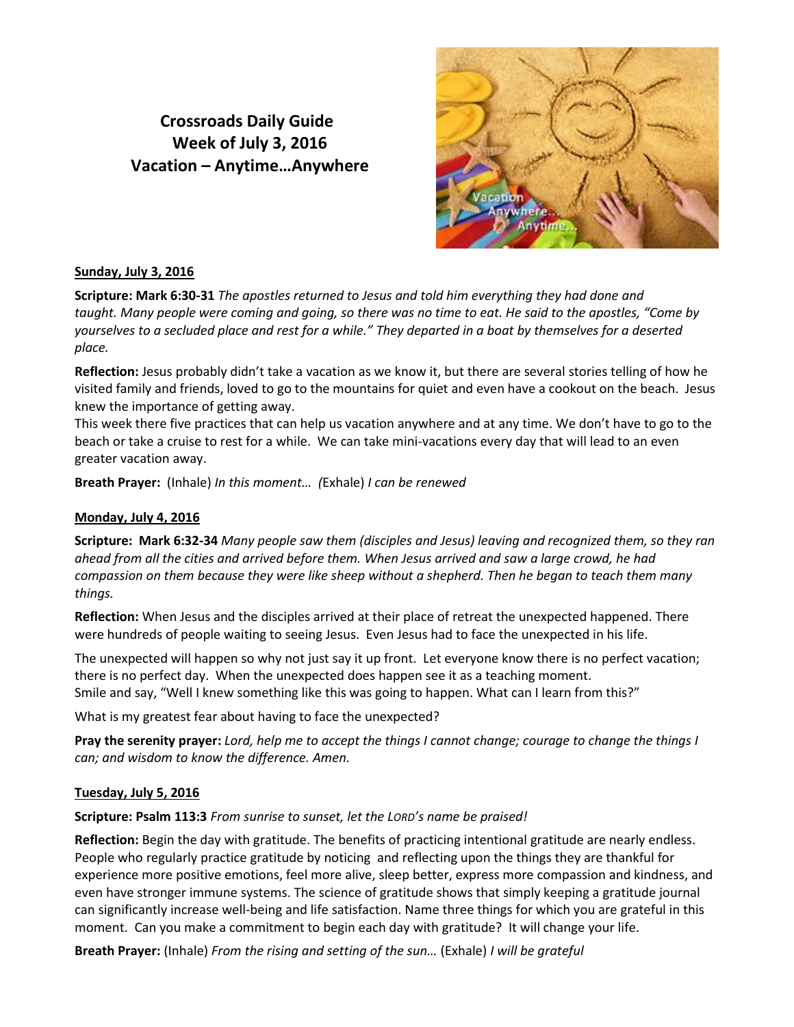# Crossroads Daily Guide
# Week of July 3, 2016
# Vacation – Anytime…Anywhere

## Sunday, July 3, 2016

**Scripture: Mark 6:30-31** *The apostles returned to Jesus and told him everything they had done and taught. Many people were coming and going, so there was no time to eat. He said to the apostles, "Come by yourselves to a secluded place and rest for a while." They departed in a boat by themselves for a deserted place.*

**Reflection:** Jesus probably didn't take a vacation as we know it, but there are several stories telling of how he visited family and friends, loved to go to the mountains for quiet and even have a cookout on the beach. Jesus knew the importance of getting away.

This week there five practices that can help us vacation anywhere and at any time. We don't have to go to the beach or take a cruise to rest for a while. We can take mini-vacations every day that will lead to an even greater vacation away.

**Breath Prayer:** (Inhale) *In this moment… (*Exhale) *I can be renewed*

## Monday, July 4, 2016

**Scripture: Mark 6:32-34** *Many people saw them (disciples and Jesus) leaving and recognized them, so they ran ahead from all the cities and arrived before them. When Jesus arrived and saw a large crowd, he had compassion on them because they were like sheep without a shepherd. Then he began to teach them many things.*

**Reflection:** When Jesus and the disciples arrived at their place of retreat the unexpected happened. There were hundreds of people waiting to seeing Jesus. Even Jesus had to face the unexpected in his life.

The unexpected will happen so why not just say it up front. Let everyone know there is no perfect vacation; there is no perfect day. When the unexpected does happen see it as a teaching moment.
Smile and say, "Well I knew something like this was going to happen. What can I learn from this?"

What is my greatest fear about having to face the unexpected?

**Pray the serenity prayer:** *Lord, help me to accept the things I cannot change; courage to change the things I can; and wisdom to know the difference. Amen.*

## Tuesday, July 5, 2016

**Scripture: Psalm 113:3** *From sunrise to sunset, let the LORD's name be praised!*

**Reflection:** Begin the day with gratitude. The benefits of practicing intentional gratitude are nearly endless. People who regularly practice gratitude by noticing and reflecting upon the things they are thankful for experience more positive emotions, feel more alive, sleep better, express more compassion and kindness, and even have stronger immune systems. The science of gratitude shows that simply keeping a gratitude journal can significantly increase well-being and life satisfaction. Name three things for which you are grateful in this moment. Can you make a commitment to begin each day with gratitude? It will change your life.

**Breath Prayer:** (Inhale) *From the rising and setting of the sun…* (Exhale) *I will be grateful*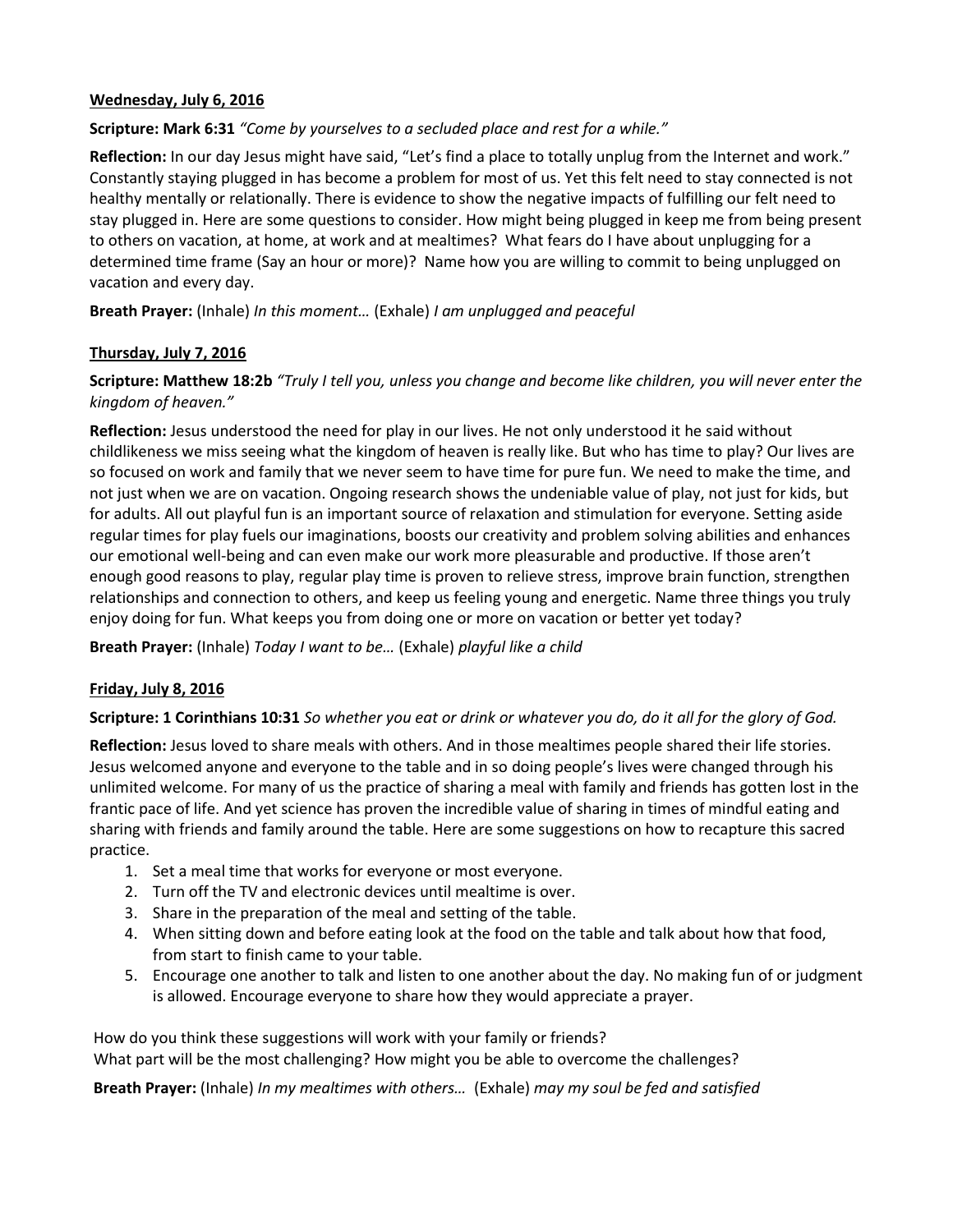**Wednesday, July 6, 2016**

**Scripture: Mark 6:31** *"Come by yourselves to a secluded place and rest for a while."*

**Reflection:** In our day Jesus might have said, "Let's find a place to totally unplug from the Internet and work." Constantly staying plugged in has become a problem for most of us. Yet this felt need to stay connected is not healthy mentally or relationally. There is evidence to show the negative impacts of fulfilling our felt need to stay plugged in. Here are some questions to consider. How might being plugged in keep me from being present to others on vacation, at home, at work and at mealtimes? What fears do I have about unplugging for a determined time frame (Say an hour or more)? Name how you are willing to commit to being unplugged on vacation and every day.

**Breath Prayer:** (Inhale) *In this moment…* (Exhale) *I am unplugged and peaceful*

**Thursday, July 7, 2016**

**Scripture: Matthew 18:2b** *"Truly I tell you, unless you change and become like children, you will never enter the kingdom of heaven."*

**Reflection:** Jesus understood the need for play in our lives. He not only understood it he said without childlikeness we miss seeing what the kingdom of heaven is really like. But who has time to play? Our lives are so focused on work and family that we never seem to have time for pure fun. We need to make the time, and not just when we are on vacation. Ongoing research shows the undeniable value of play, not just for kids, but for adults. All out playful fun is an important source of relaxation and stimulation for everyone. Setting aside regular times for play fuels our imaginations, boosts our creativity and problem solving abilities and enhances our emotional well-being and can even make our work more pleasurable and productive. If those aren't enough good reasons to play, regular play time is proven to relieve stress, improve brain function, strengthen relationships and connection to others, and keep us feeling young and energetic. Name three things you truly enjoy doing for fun. What keeps you from doing one or more on vacation or better yet today?

**Breath Prayer:** (Inhale) *Today I want to be…* (Exhale) *playful like a child*

**Friday, July 8, 2016**

**Scripture: 1 Corinthians 10:31** *So whether you eat or drink or whatever you do, do it all for the glory of God.*

**Reflection:** Jesus loved to share meals with others. And in those mealtimes people shared their life stories. Jesus welcomed anyone and everyone to the table and in so doing people's lives were changed through his unlimited welcome. For many of us the practice of sharing a meal with family and friends has gotten lost in the frantic pace of life. And yet science has proven the incredible value of sharing in times of mindful eating and sharing with friends and family around the table. Here are some suggestions on how to recapture this sacred practice.

1. Set a meal time that works for everyone or most everyone.
2. Turn off the TV and electronic devices until mealtime is over.
3. Share in the preparation of the meal and setting of the table.
4. When sitting down and before eating look at the food on the table and talk about how that food, from start to finish came to your table.
5. Encourage one another to talk and listen to one another about the day. No making fun of or judgment is allowed. Encourage everyone to share how they would appreciate a prayer.

How do you think these suggestions will work with your family or friends?
What part will be the most challenging? How might you be able to overcome the challenges?

**Breath Prayer:** (Inhale) *In my mealtimes with others…* (Exhale) *may my soul be fed and satisfied*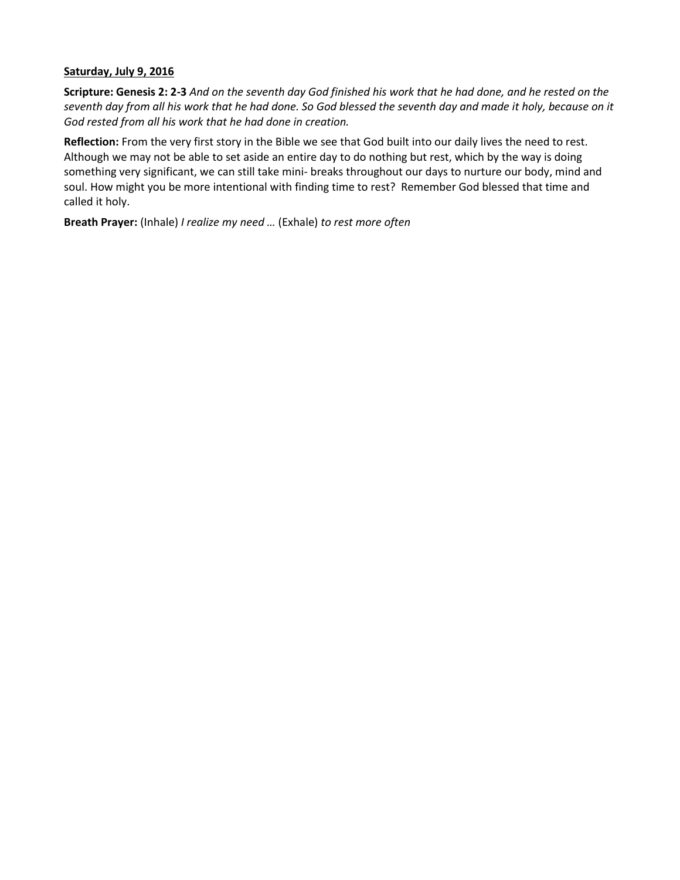**Saturday, July 9, 2016**

**Scripture: Genesis 2: 2-3** *And on the seventh day God finished his work that he had done, and he rested on the seventh day from all his work that he had done. So God blessed the seventh day and made it holy, because on it God rested from all his work that he had done in creation.*

**Reflection:** From the very first story in the Bible we see that God built into our daily lives the need to rest. Although we may not be able to set aside an entire day to do nothing but rest, which by the way is doing something very significant, we can still take mini- breaks throughout our days to nurture our body, mind and soul. How might you be more intentional with finding time to rest? Remember God blessed that time and called it holy.

**Breath Prayer:** (Inhale) *I realize my need …* (Exhale) *to rest more often*